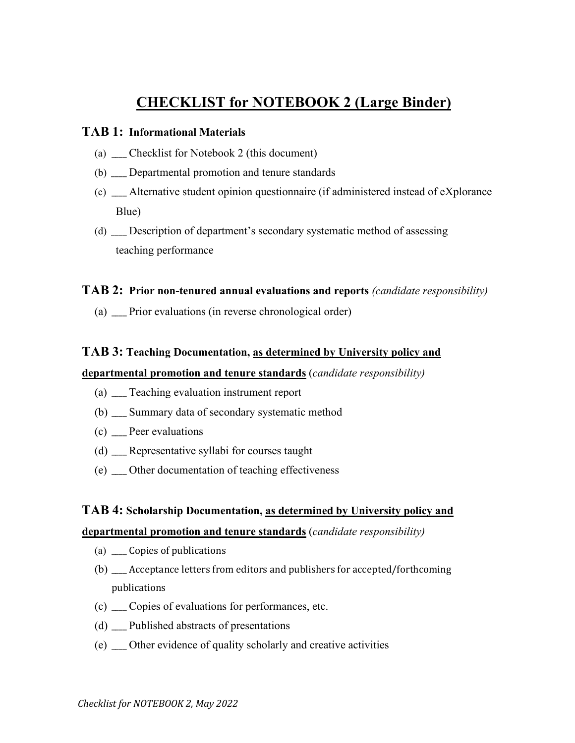# CHECKLIST for NOTEBOOK 2 (Large Binder)

## TAB 1: Informational Materials

(a) ___ Checklist for Notebook 2 (this document)

(b) ___ Departmental promotion and tenure standards

(c) ___ Alternative student opinion questionnaire (if administered instead of eXplorance Blue)

(d) ___ Description of department's secondary systematic method of assessing teaching performance

## TAB 2: Prior non-tenured annual evaluations and reports *(candidate responsibility)*

(a) ___ Prior evaluations (in reverse chronological order)

## TAB 3: Teaching Documentation, as determined by University policy and departmental promotion and tenure standards (*candidate responsibility)*

(a) ___ Teaching evaluation instrument report

(b) ___ Summary data of secondary systematic method

(c) ___ Peer evaluations

(d) ___ Representative syllabi for courses taught

(e) ___ Other documentation of teaching effectiveness

## TAB 4: Scholarship Documentation, as determined by University policy and departmental promotion and tenure standards (*candidate responsibility)*

(a) ___ Copies of publications

(b) ___ Acceptance letters from editors and publishers for accepted/forthcoming publications

(c) ___ Copies of evaluations for performances, etc.

(d) ___ Published abstracts of presentations

(e) ___ Other evidence of quality scholarly and creative activities

*Checklist for NOTEBOOK 2, May 2022*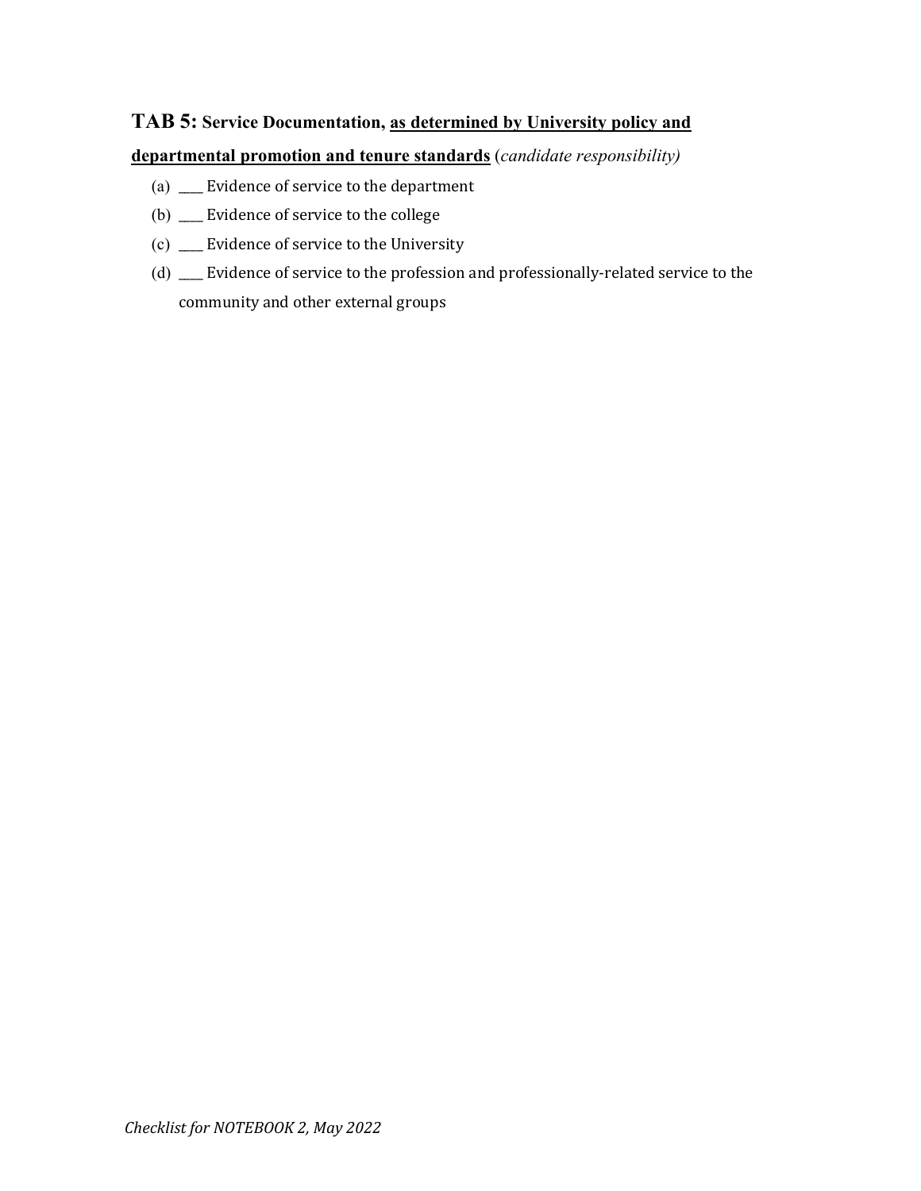## TAB 5: Service Documentation, <u>as determined by University policy and departmental promotion and tenure standards</u> (*candidate responsibility)*

(a) ____ Evidence of service to the department

(b) ____ Evidence of service to the college

(c) ____ Evidence of service to the University

(d) ____ Evidence of service to the profession and professionally-related service to the community and other external groups